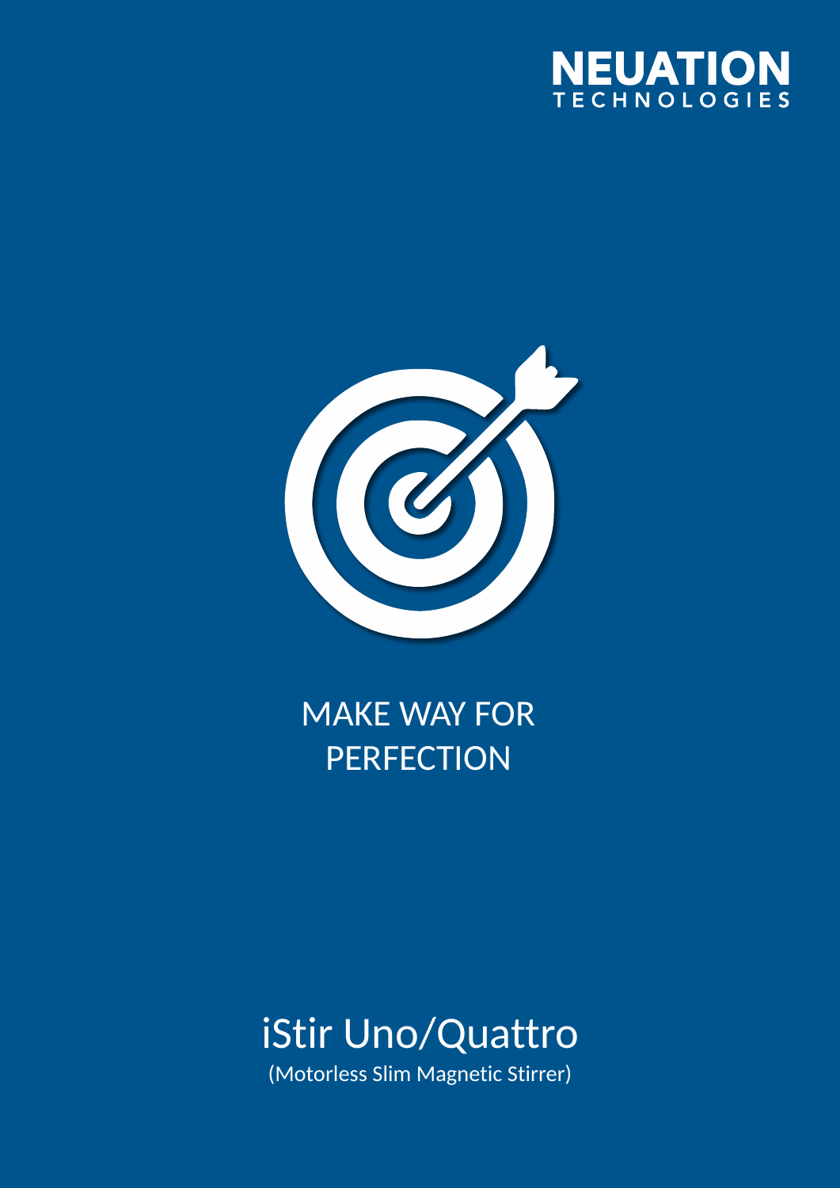NEUATION
TECHNOLOGIES

MAKE WAY FOR
PERFECTION

# iStir Uno/Quattro

(Motorless Slim Magnetic Stirrer)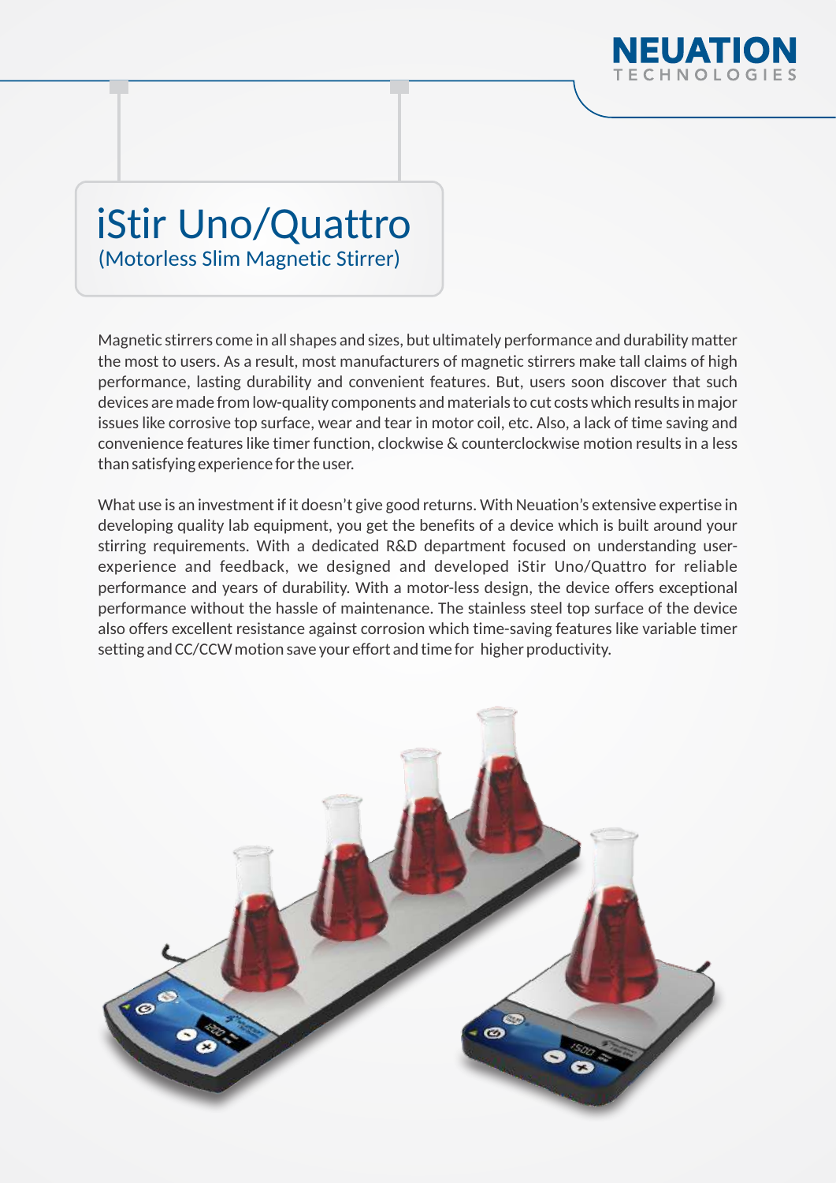# iStir Uno/Quattro

## (Motorless Slim Magnetic Stirrer)

Magnetic stirrers come in all shapes and sizes, but ultimately performance and durability matter the most to users. As a result, most manufacturers of magnetic stirrers make tall claims of high performance, lasting durability and convenient features. But, users soon discover that such devices are made from low-quality components and materials to cut costs which results in major issues like corrosive top surface, wear and tear in motor coil, etc. Also, a lack of time saving and convenience features like timer function, clockwise & counterclockwise motion results in a less than satisfying experience for the user.

What use is an investment if it doesn't give good returns. With Neuation's extensive expertise in developing quality lab equipment, you get the benefits of a device which is built around your stirring requirements. With a dedicated R&D department focused on understanding user-experience and feedback, we designed and developed iStir Uno/Quattro for reliable performance and years of durability. With a motor-less design, the device offers exceptional performance without the hassle of maintenance. The stainless steel top surface of the device also offers excellent resistance against corrosion which time-saving features like variable timer setting and CC/CCW motion save your effort and time for higher productivity.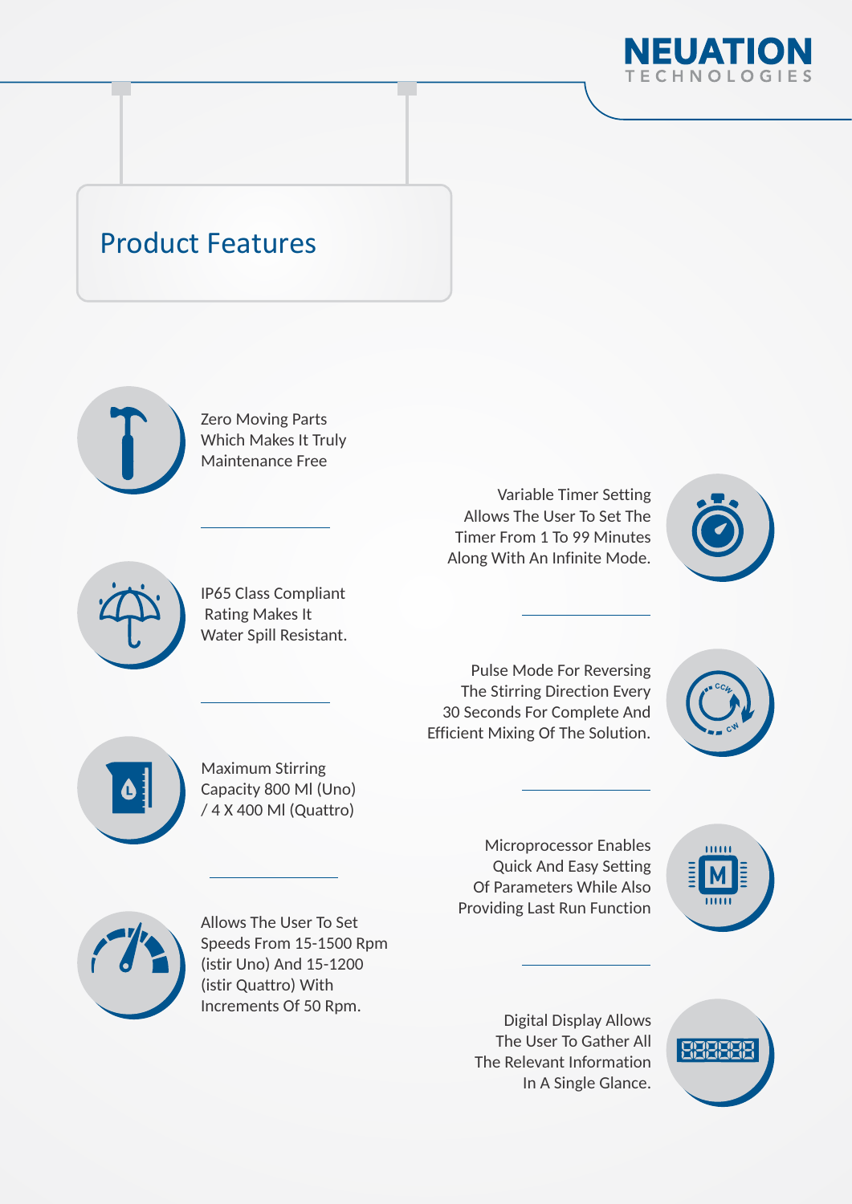## Product Features

- Zero Moving Parts Which Makes It Truly Maintenance Free
- Variable Timer Setting Allows The User To Set The Timer From 1 To 99 Minutes Along With An Infinite Mode.
- IP65 Class Compliant Rating Makes It Water Spill Resistant.
- Pulse Mode For Reversing The Stirring Direction Every 30 Seconds For Complete And Efficient Mixing Of The Solution.
- Maximum Stirring Capacity 800 Ml (Uno) / 4 X 400 Ml (Quattro)
- Microprocessor Enables Quick And Easy Setting Of Parameters While Also Providing Last Run Function
- Allows The User To Set Speeds From 15-1500 Rpm (istir Uno) And 15-1200 (istir Quattro) With Increments Of 50 Rpm.
- Digital Display Allows The User To Gather All The Relevant Information In A Single Glance.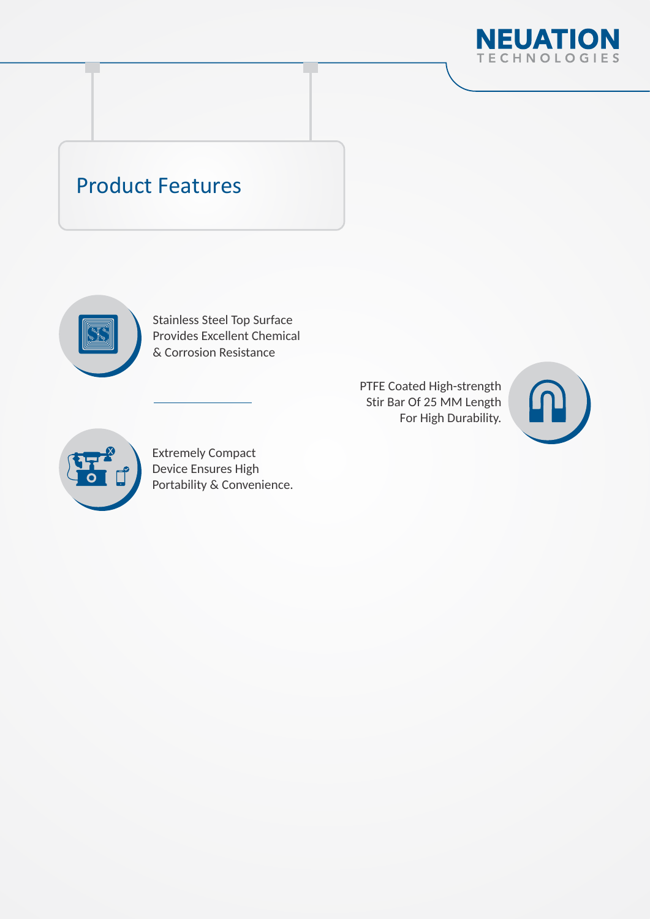# Product Features

- Stainless Steel Top Surface Provides Excellent Chemical & Corrosion Resistance
- PTFE Coated High-strength Stir Bar Of 25 MM Length For High Durability.
- Extremely Compact Device Ensures High Portability & Convenience.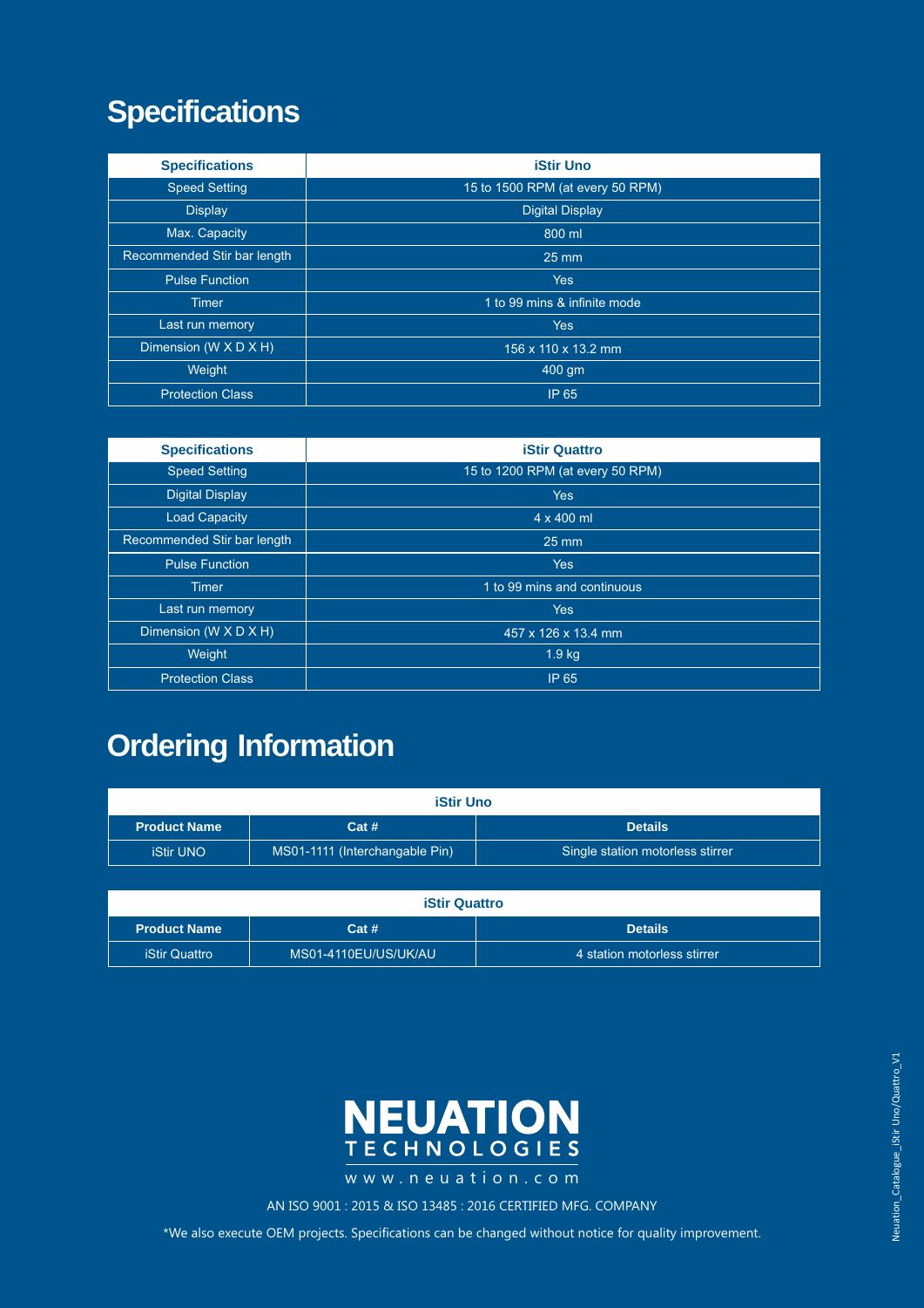# Specifications

| Specifications | iStir Uno |
|---|---|
| Speed Setting | 15 to 1500 RPM (at every 50 RPM) |
| Display | Digital Display |
| Max. Capacity | 800 ml |
| Recommended Stir bar length | 25 mm |
| Pulse Function | Yes |
| Timer | 1 to 99 mins & infinite mode |
| Last run memory | Yes |
| Dimension (W X D X H) | 156 x 110 x 13.2 mm |
| Weight | 400 gm |
| Protection Class | IP 65 |

| Specifications | iStir Quattro |
|---|---|
| Speed Setting | 15 to 1200 RPM (at every 50 RPM) |
| Digital Display | Yes |
| Load Capacity | 4 x 400 ml |
| Recommended Stir bar length | 25 mm |
| Pulse Function | Yes |
| Timer | 1 to 99 mins and continuous |
| Last run memory | Yes |
| Dimension (W X D X H) | 457 x 126 x 13.4 mm |
| Weight | 1.9 kg |
| Protection Class | IP 65 |

# Ordering Information

| iStir Uno | | |
|---|---|---|
| **Product Name** | **Cat #** | **Details** |
| iStir UNO | MS01-1111 (Interchangable Pin) | Single station motorless stirrer |

| iStir Quattro | | |
|---|---|---|
| **Product Name** | **Cat #** | **Details** |
| iStir Quattro | MS01-4110EU/US/UK/AU | 4 station motorless stirrer |

NEUATION TECHNOLOGIES

www.neuation.com

AN ISO 9001 : 2015 & ISO 13485 : 2016 CERTIFIED MFG. COMPANY

*We also execute OEM projects. Specifications can be changed without notice for quality improvement.

Neuation_Catalogue_iStir Uno/Quattro_V1